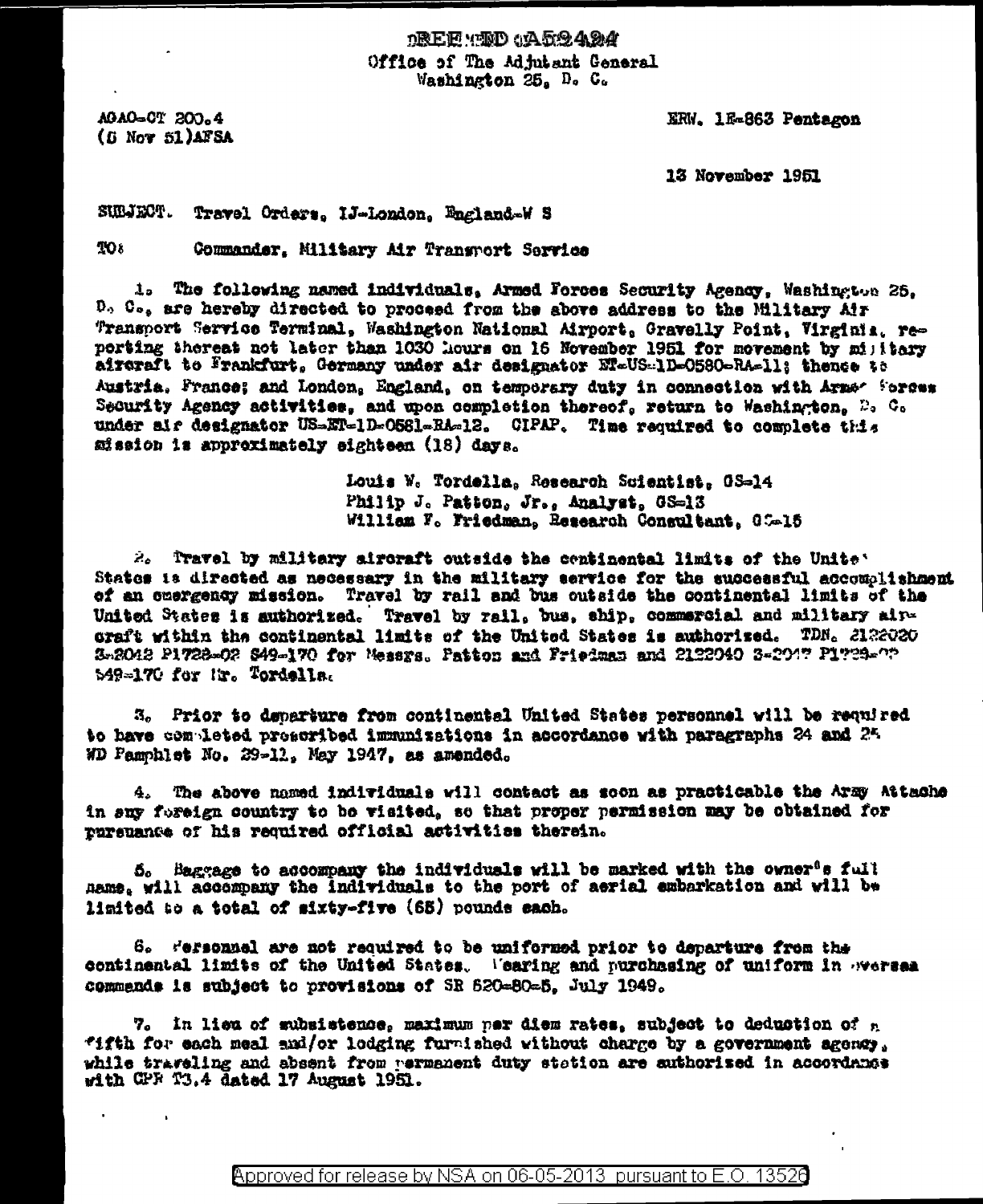REF ID:A52424

Office of The Adjutant General
Washington 25, D. C.

AGAO-CT 200.4
(6 Nov 51)AFSA

ERW. 1E-863 Pentagon

13 November 1951

SUBJECT. Travel Orders, IJ-London, England-W S

TO: Commander, Military Air Transport Service

1. The following named individuals, Armed Forces Security Agency, Washington 25, D. C., are hereby directed to proceed from the above address to the Military Air Transport Service Terminal, Washington National Airport, Gravelly Point, Virginia, reporting thereat not later than 1030 hours on 16 November 1951 for movement by military aircraft to Frankfurt, Germany under air designator ET-US-1D-0580-RA-11; thence to Austria, France; and London, England, on temporary duty in connection with Armed Forces Security Agency activities, and upon completion thereof, return to Washington, D. C. under air designator US-ET-1D-0581-RA-12. CIPAP. Time required to complete this mission is approximately eighteen (18) days.

Louis W. Tordella, Research Scientist, GS-14
Philip J. Patton, Jr., Analyst, GS-13
William F. Friedman, Research Consultant, GS-15

2. Travel by military aircraft outside the continental limits of the United States is directed as necessary in the military service for the successful accomplishment of an emergency mission. Travel by rail and bus outside the continental limits of the United States is authorized. Travel by rail, bus, ship, commercial and military aircraft within the continental limits of the United States is authorized. TDN. 2122020 3-2042 P1728-02 S49-170 for Messrs. Patton and Friedman and 2122040 3-2047 P1729-02 S49-170 for Mr. Tordella.

3. Prior to departure from continental United States personnel will be required to have completed prescribed immunizations in accordance with paragraphs 24 and 25 WD Pamphlet No. 29-12, May 1947, as amended.

4. The above named individuals will contact as soon as practicable the Army Attache in any foreign country to be visited, so that proper permission may be obtained for pursuance of his required official activities therein.

5. Baggage to accompany the individuals will be marked with the owner's full name, will accompany the individuals to the port of aerial embarkation and will be limited to a total of sixty-five (65) pounds each.

6. Personnel are not required to be uniformed prior to departure from the continental limits of the United States. Wearing and purchasing of uniform in overseas commands is subject to provisions of SR 620-80-5, July 1949.

7. In lieu of subsistence, maximum per diem rates, subject to deduction of a fifth for each meal and/or lodging furnished without charge by a government agency, while traveling and absent from permanent duty station are authorized in accordance with CPR T3.4 dated 17 August 1951.

Approved for release by NSA on 06-05-2013 pursuant to E.O. 13526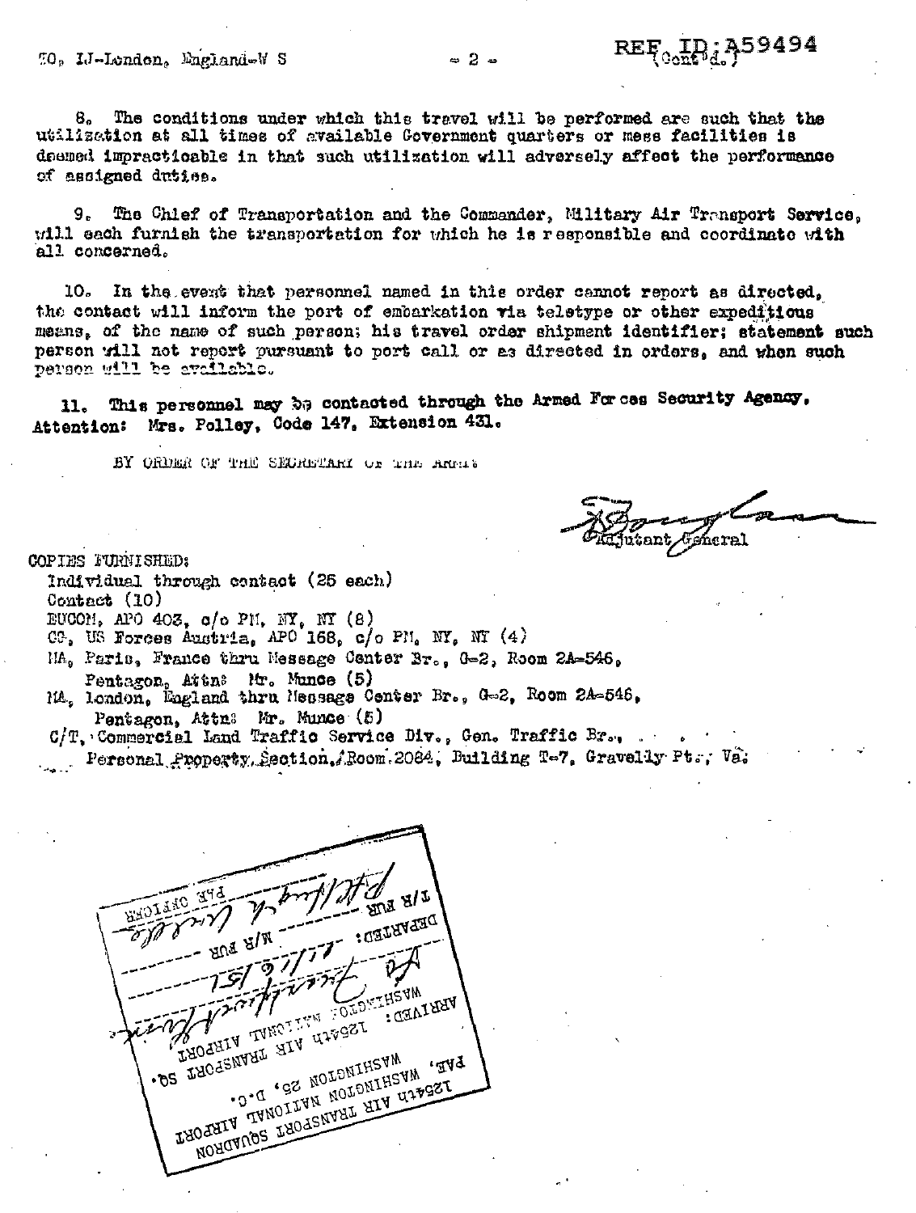ZO, IJ-London, England-W S

REF ID:A59494
(Cont'd.)

8. The conditions under which this travel will be performed are such that the utilization at all times of available Government quarters or mess facilities is deemed impracticable in that such utilization will adversely affect the performance of assigned duties.

9. The Chief of Transportation and the Commander, Military Air Transport Service, will each furnish the transportation for which he is responsible and coordinate with all concerned.

10. In the event that personnel named in this order cannot report as directed, the contact will inform the port of embarkation via teletype or other expeditious means, of the name of such person; his travel order shipment identifier; statement such person will not report pursuant to port call or as directed in orders, and when such person will be available.

11. This personnel may be contacted through the Armed Forces Security Agency, Attention: Mrs. Polley, Code 147, Extension 431.

BY ORDER OF THE SECRETARY OF THE ARMY

Adjutant General

COPIES FURNISHED:

Individual through contact (25 each)
Contact (10)
EUCOM, APO 403, c/o PM, NY, NY (8)
CG, US Forces Austria, APO 168, c/o PM, NY, NY (4)
MA, Paris, France thru Message Center Br., G-2, Room 2A-546, Pentagon, Attn: Mr. Munce (5)
MA, London, England thru Message Center Br., G-2, Room 2A-546, Pentagon, Attn: Mr. Munce (5)
C/T, Commercial Land Traffic Service Div., Gen. Traffic Br., Personal Property Section, Room 2084, Building T-7, Gravelly Pt., Va.

1254th AIR TRANSPORT SQUADRON
WASHINGTON NATIONAL AIRPORT
WASHINGTON 25, D.C.

PAE, 1254th AIR TRANSPORT SQ.
WASHINGTON NATIONAL AIRPORT

ARRIVED:
DEPARTED: 11/6/51
T/R FUR
M/R FUR
PAE OFFICER